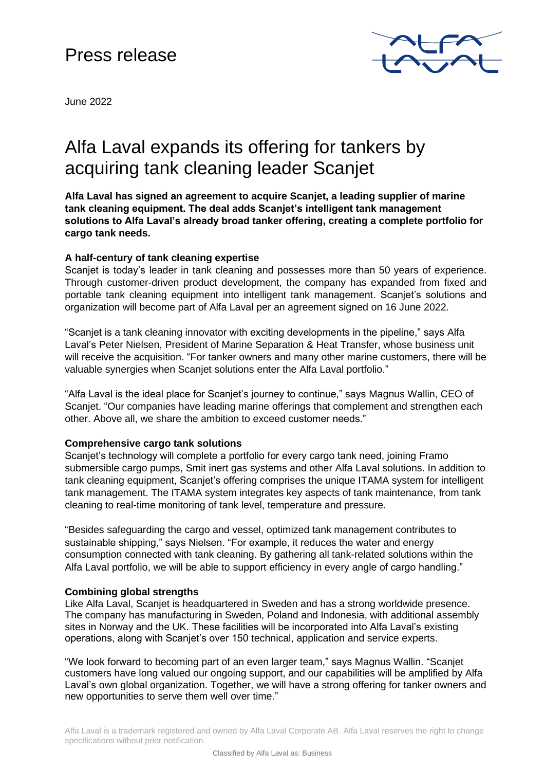# Press release

June 2022

# Alfa Laval expands its offering for tankers by acquiring tank cleaning leader Scanjet

**Alfa Laval has signed an agreement to acquire Scanjet, a leading supplier of marine tank cleaning equipment. The deal adds Scanjet's intelligent tank management solutions to Alfa Laval's already broad tanker offering, creating a complete portfolio for cargo tank needs.**

### A half-century of tank cleaning expertise

Scanjet is today's leader in tank cleaning and possesses more than 50 years of experience. Through customer-driven product development, the company has expanded from fixed and portable tank cleaning equipment into intelligent tank management. Scanjet's solutions and organization will become part of Alfa Laval per an agreement signed on 16 June 2022.

"Scanjet is a tank cleaning innovator with exciting developments in the pipeline," says Alfa Laval's Peter Nielsen, President of Marine Separation & Heat Transfer, whose business unit will receive the acquisition. "For tanker owners and many other marine customers, there will be valuable synergies when Scanjet solutions enter the Alfa Laval portfolio."

"Alfa Laval is the ideal place for Scanjet's journey to continue," says Magnus Wallin, CEO of Scanjet. "Our companies have leading marine offerings that complement and strengthen each other. Above all, we share the ambition to exceed customer needs."

### Comprehensive cargo tank solutions

Scanjet's technology will complete a portfolio for every cargo tank need, joining Framo submersible cargo pumps, Smit inert gas systems and other Alfa Laval solutions. In addition to tank cleaning equipment, Scanjet's offering comprises the unique ITAMA system for intelligent tank management. The ITAMA system integrates key aspects of tank maintenance, from tank cleaning to real-time monitoring of tank level, temperature and pressure.

"Besides safeguarding the cargo and vessel, optimized tank management contributes to sustainable shipping," says Nielsen. "For example, it reduces the water and energy consumption connected with tank cleaning. By gathering all tank-related solutions within the Alfa Laval portfolio, we will be able to support efficiency in every angle of cargo handling."

### Combining global strengths

Like Alfa Laval, Scanjet is headquartered in Sweden and has a strong worldwide presence. The company has manufacturing in Sweden, Poland and Indonesia, with additional assembly sites in Norway and the UK. These facilities will be incorporated into Alfa Laval's existing operations, along with Scanjet's over 150 technical, application and service experts.

"We look forward to becoming part of an even larger team," says Magnus Wallin. "Scanjet customers have long valued our ongoing support, and our capabilities will be amplified by Alfa Laval's own global organization. Together, we will have a strong offering for tanker owners and new opportunities to serve them well over time."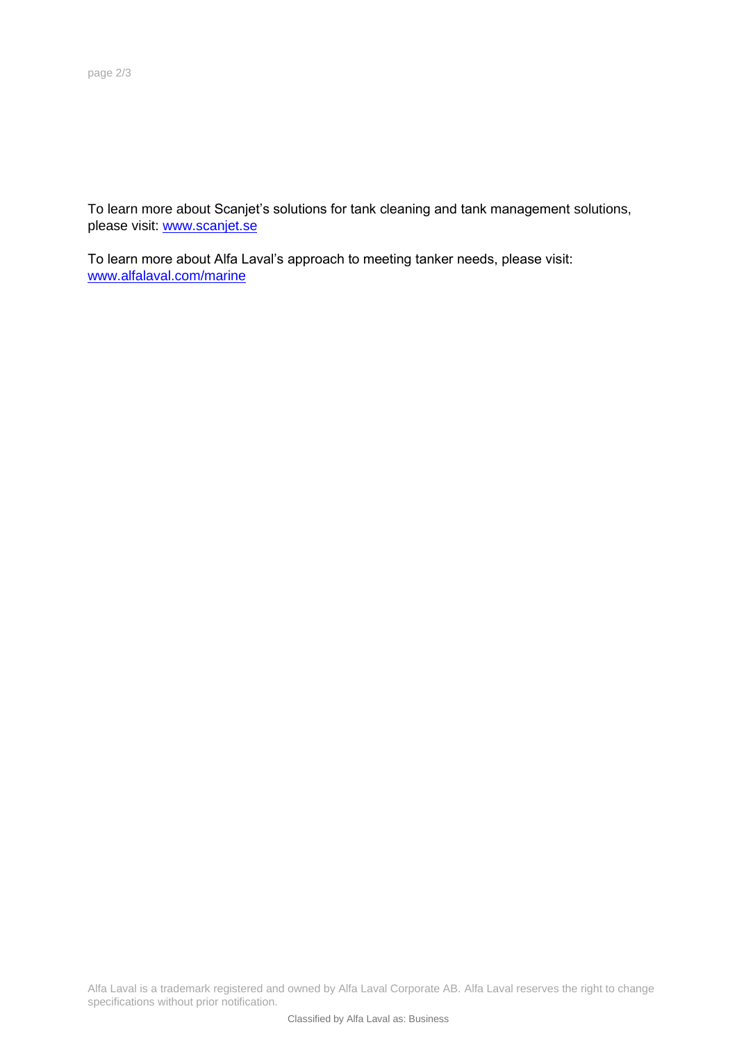To learn more about Scanjet's solutions for tank cleaning and tank management solutions, please visit: [www.scanjet.se](http://www.scanjet.se)

To learn more about Alfa Laval's approach to meeting tanker needs, please visit: [www.alfalaval.com/marine](http://www.alfalaval.com/marine)

Alfa Laval is a trademark registered and owned by Alfa Laval Corporate AB. Alfa Laval reserves the right to change specifications without prior notification.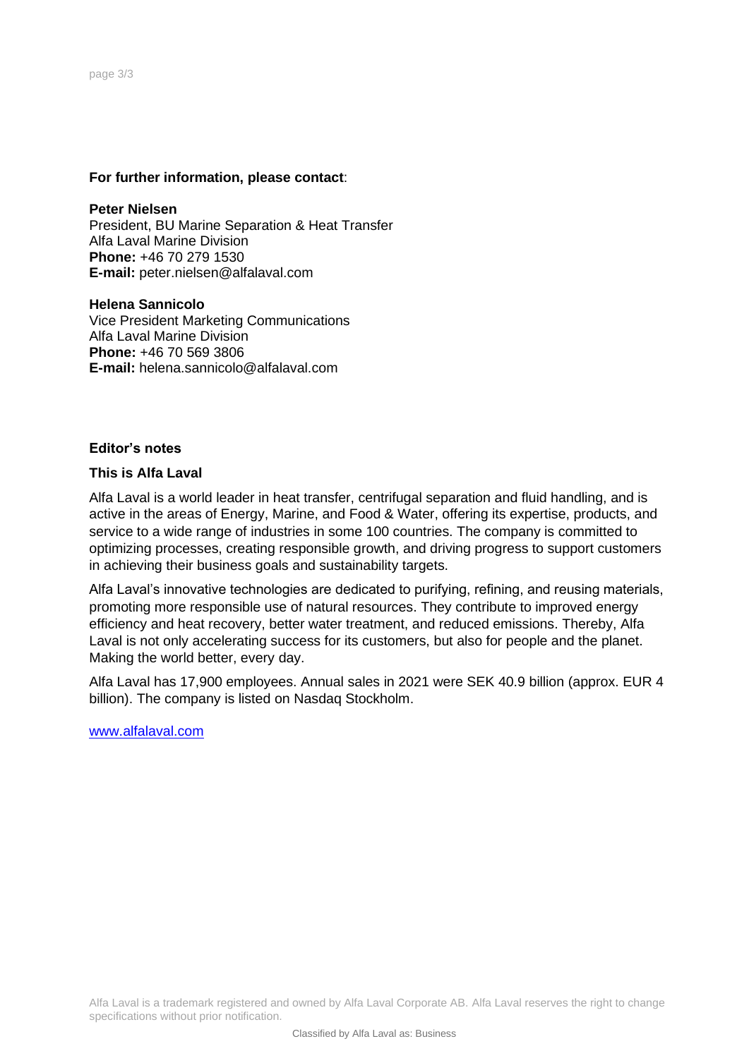**For further information, please contact**:

**Peter Nielsen**
President, BU Marine Separation & Heat Transfer
Alfa Laval Marine Division
**Phone:** +46 70 279 1530
**E-mail:** peter.nielsen@alfalaval.com

**Helena Sannicolo**
Vice President Marketing Communications
Alfa Laval Marine Division
**Phone:** +46 70 569 3806
**E-mail:** helena.sannicolo@alfalaval.com

**Editor's notes**

**This is Alfa Laval**

Alfa Laval is a world leader in heat transfer, centrifugal separation and fluid handling, and is active in the areas of Energy, Marine, and Food & Water, offering its expertise, products, and service to a wide range of industries in some 100 countries. The company is committed to optimizing processes, creating responsible growth, and driving progress to support customers in achieving their business goals and sustainability targets.

Alfa Laval's innovative technologies are dedicated to purifying, refining, and reusing materials, promoting more responsible use of natural resources. They contribute to improved energy efficiency and heat recovery, better water treatment, and reduced emissions. Thereby, Alfa Laval is not only accelerating success for its customers, but also for people and the planet. Making the world better, every day.

Alfa Laval has 17,900 employees. Annual sales in 2021 were SEK 40.9 billion (approx. EUR 4 billion). The company is listed on Nasdaq Stockholm.

www.alfalaval.com

Alfa Laval is a trademark registered and owned by Alfa Laval Corporate AB. Alfa Laval reserves the right to change specifications without prior notification.

Classified by Alfa Laval as: Business